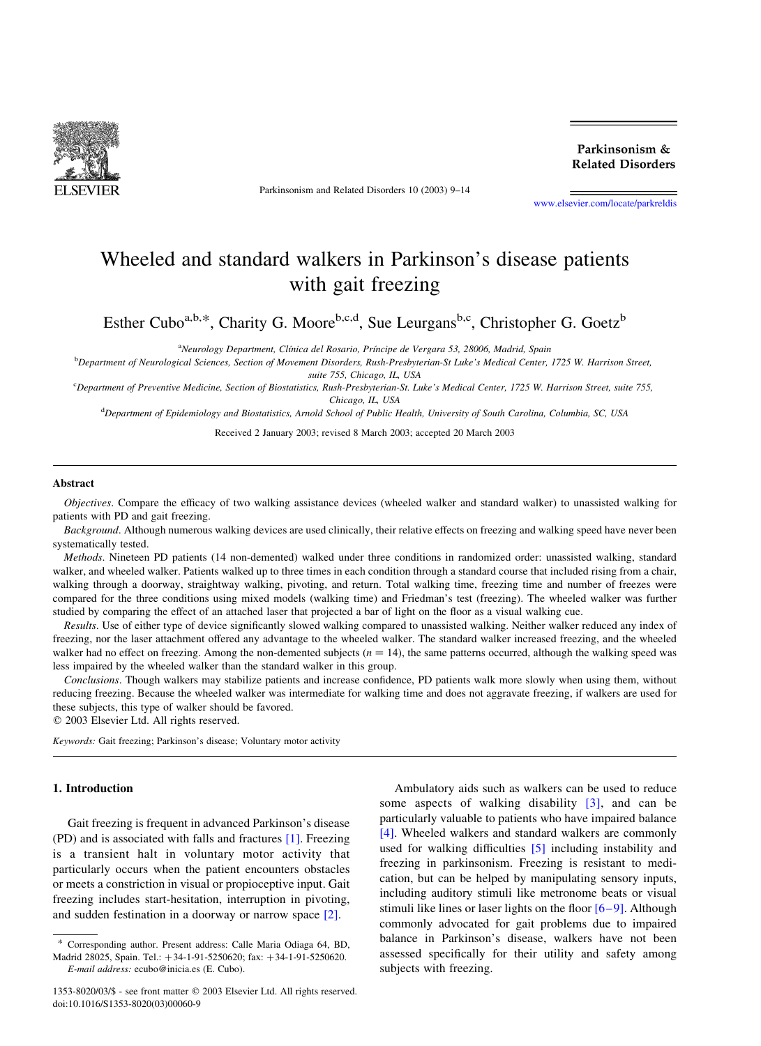# Wheeled and standard walkers in Parkinson's disease patients with gait freezing

Esther Cubo[a,b,*], Charity G. Moore[b,c,d], Sue Leurgans[b,c], Christopher G. Goetz[b]

[a]Neurology Department, Clínica del Rosario, Príncipe de Vergara 53, 28006, Madrid, Spain

[b]Department of Neurological Sciences, Section of Movement Disorders, Rush-Presbyterian-St Luke's Medical Center, 1725 W. Harrison Street, suite 755, Chicago, IL, USA

[c]Department of Preventive Medicine, Section of Biostatistics, Rush-Presbyterian-St. Luke's Medical Center, 1725 W. Harrison Street, suite 755, Chicago, IL, USA

[d]Department of Epidemiology and Biostatistics, Arnold School of Public Health, University of South Carolina, Columbia, SC, USA

Received 2 January 2003; revised 8 March 2003; accepted 20 March 2003

## Abstract

*Objectives*. Compare the efficacy of two walking assistance devices (wheeled walker and standard walker) to unassisted walking for patients with PD and gait freezing.

*Background*. Although numerous walking devices are used clinically, their relative effects on freezing and walking speed have never been systematically tested.

*Methods*. Nineteen PD patients (14 non-demented) walked under three conditions in randomized order: unassisted walking, standard walker, and wheeled walker. Patients walked up to three times in each condition through a standard course that included rising from a chair, walking through a doorway, straightway walking, pivoting, and return. Total walking time, freezing time and number of freezes were compared for the three conditions using mixed models (walking time) and Friedman's test (freezing). The wheeled walker was further studied by comparing the effect of an attached laser that projected a bar of light on the floor as a visual walking cue.

*Results*. Use of either type of device significantly slowed walking compared to unassisted walking. Neither walker reduced any index of freezing, nor the laser attachment offered any advantage to the wheeled walker. The standard walker increased freezing, and the wheeled walker had no effect on freezing. Among the non-demented subjects ($n = 14$), the same patterns occurred, although the walking speed was less impaired by the wheeled walker than the standard walker in this group.

*Conclusions*. Though walkers may stabilize patients and increase confidence, PD patients walk more slowly when using them, without reducing freezing. Because the wheeled walker was intermediate for walking time and does not aggravate freezing, if walkers are used for these subjects, this type of walker should be favored.

© 2003 Elsevier Ltd. All rights reserved.

*Keywords:* Gait freezing; Parkinson's disease; Voluntary motor activity

## 1. Introduction

Gait freezing is frequent in advanced Parkinson's disease (PD) and is associated with falls and fractures [1]. Freezing is a transient halt in voluntary motor activity that particularly occurs when the patient encounters obstacles or meets a constriction in visual or propioceptive input. Gait freezing includes start-hesitation, interruption in pivoting, and sudden festination in a doorway or narrow space [2].

Ambulatory aids such as walkers can be used to reduce some aspects of walking disability [3], and can be particularly valuable to patients who have impaired balance [4]. Wheeled walkers and standard walkers are commonly used for walking difficulties [5] including instability and freezing in parkinsonism. Freezing is resistant to medication, but can be helped by manipulating sensory inputs, including auditory stimuli like metronome beats or visual stimuli like lines or laser lights on the floor [6–9]. Although commonly advocated for gait problems due to impaired balance in Parkinson's disease, walkers have not been assessed specifically for their utility and safety among subjects with freezing.

* Corresponding author. Present address: Calle Maria Odiaga 64, BD, Madrid 28025, Spain. Tel.: +34-1-91-5250620; fax: +34-1-91-5250620.
E-mail address: ecubo@inicia.es (E. Cubo).

1353-8020/03/$ - see front matter © 2003 Elsevier Ltd. All rights reserved.
doi:10.1016/S1353-8020(03)00060-9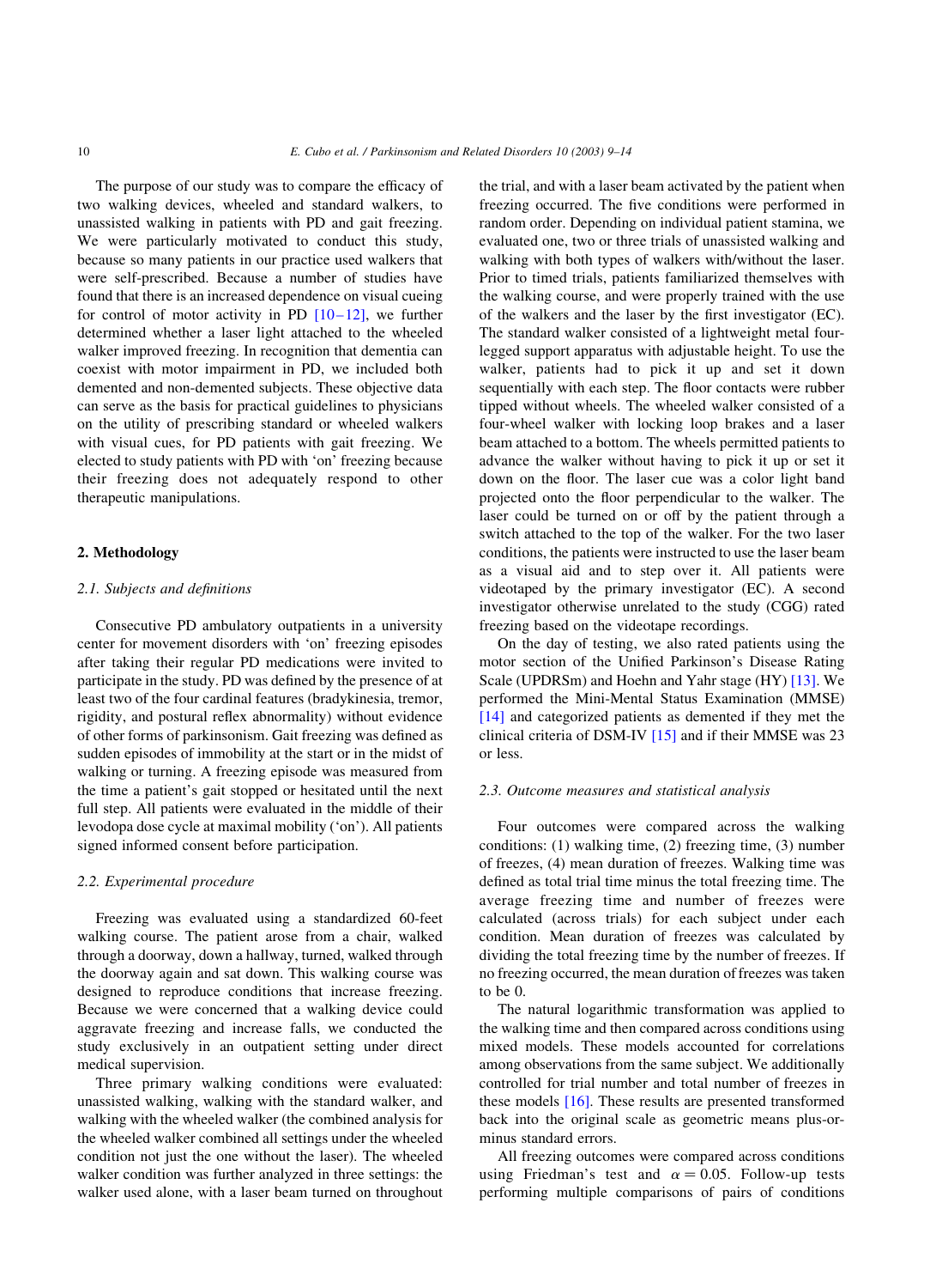The purpose of our study was to compare the efficacy of two walking devices, wheeled and standard walkers, to unassisted walking in patients with PD and gait freezing. We were particularly motivated to conduct this study, because so many patients in our practice used walkers that were self-prescribed. Because a number of studies have found that there is an increased dependence on visual cueing for control of motor activity in PD [10–12], we further determined whether a laser light attached to the wheeled walker improved freezing. In recognition that dementia can coexist with motor impairment in PD, we included both demented and non-demented subjects. These objective data can serve as the basis for practical guidelines to physicians on the utility of prescribing standard or wheeled walkers with visual cues, for PD patients with gait freezing. We elected to study patients with PD with 'on' freezing because their freezing does not adequately respond to other therapeutic manipulations.

## 2. Methodology

### 2.1. Subjects and definitions

Consecutive PD ambulatory outpatients in a university center for movement disorders with 'on' freezing episodes after taking their regular PD medications were invited to participate in the study. PD was defined by the presence of at least two of the four cardinal features (bradykinesia, tremor, rigidity, and postural reflex abnormality) without evidence of other forms of parkinsonism. Gait freezing was defined as sudden episodes of immobility at the start or in the midst of walking or turning. A freezing episode was measured from the time a patient's gait stopped or hesitated until the next full step. All patients were evaluated in the middle of their levodopa dose cycle at maximal mobility ('on'). All patients signed informed consent before participation.

### 2.2. Experimental procedure

Freezing was evaluated using a standardized 60-feet walking course. The patient arose from a chair, walked through a doorway, down a hallway, turned, walked through the doorway again and sat down. This walking course was designed to reproduce conditions that increase freezing. Because we were concerned that a walking device could aggravate freezing and increase falls, we conducted the study exclusively in an outpatient setting under direct medical supervision.

Three primary walking conditions were evaluated: unassisted walking, walking with the standard walker, and walking with the wheeled walker (the combined analysis for the wheeled walker combined all settings under the wheeled condition not just the one without the laser). The wheeled walker condition was further analyzed in three settings: the walker used alone, with a laser beam turned on throughout the trial, and with a laser beam activated by the patient when freezing occurred. The five conditions were performed in random order. Depending on individual patient stamina, we evaluated one, two or three trials of unassisted walking and walking with both types of walkers with/without the laser. Prior to timed trials, patients familiarized themselves with the walking course, and were properly trained with the use of the walkers and the laser by the first investigator (EC). The standard walker consisted of a lightweight metal four-legged support apparatus with adjustable height. To use the walker, patients had to pick it up and set it down sequentially with each step. The floor contacts were rubber tipped without wheels. The wheeled walker consisted of a four-wheel walker with locking loop brakes and a laser beam attached to a bottom. The wheels permitted patients to advance the walker without having to pick it up or set it down on the floor. The laser cue was a color light band projected onto the floor perpendicular to the walker. The laser could be turned on or off by the patient through a switch attached to the top of the walker. For the two laser conditions, the patients were instructed to use the laser beam as a visual aid and to step over it. All patients were videotaped by the primary investigator (EC). A second investigator otherwise unrelated to the study (CGG) rated freezing based on the videotape recordings.

On the day of testing, we also rated patients using the motor section of the Unified Parkinson's Disease Rating Scale (UPDRSm) and Hoehn and Yahr stage (HY) [13]. We performed the Mini-Mental Status Examination (MMSE) [14] and categorized patients as demented if they met the clinical criteria of DSM-IV [15] and if their MMSE was 23 or less.

### 2.3. Outcome measures and statistical analysis

Four outcomes were compared across the walking conditions: (1) walking time, (2) freezing time, (3) number of freezes, (4) mean duration of freezes. Walking time was defined as total trial time minus the total freezing time. The average freezing time and number of freezes were calculated (across trials) for each subject under each condition. Mean duration of freezes was calculated by dividing the total freezing time by the number of freezes. If no freezing occurred, the mean duration of freezes was taken to be 0.

The natural logarithmic transformation was applied to the walking time and then compared across conditions using mixed models. These models accounted for correlations among observations from the same subject. We additionally controlled for trial number and total number of freezes in these models [16]. These results are presented transformed back into the original scale as geometric means plus-or-minus standard errors.

All freezing outcomes were compared across conditions using Friedman's test and $\alpha = 0.05$. Follow-up tests performing multiple comparisons of pairs of conditions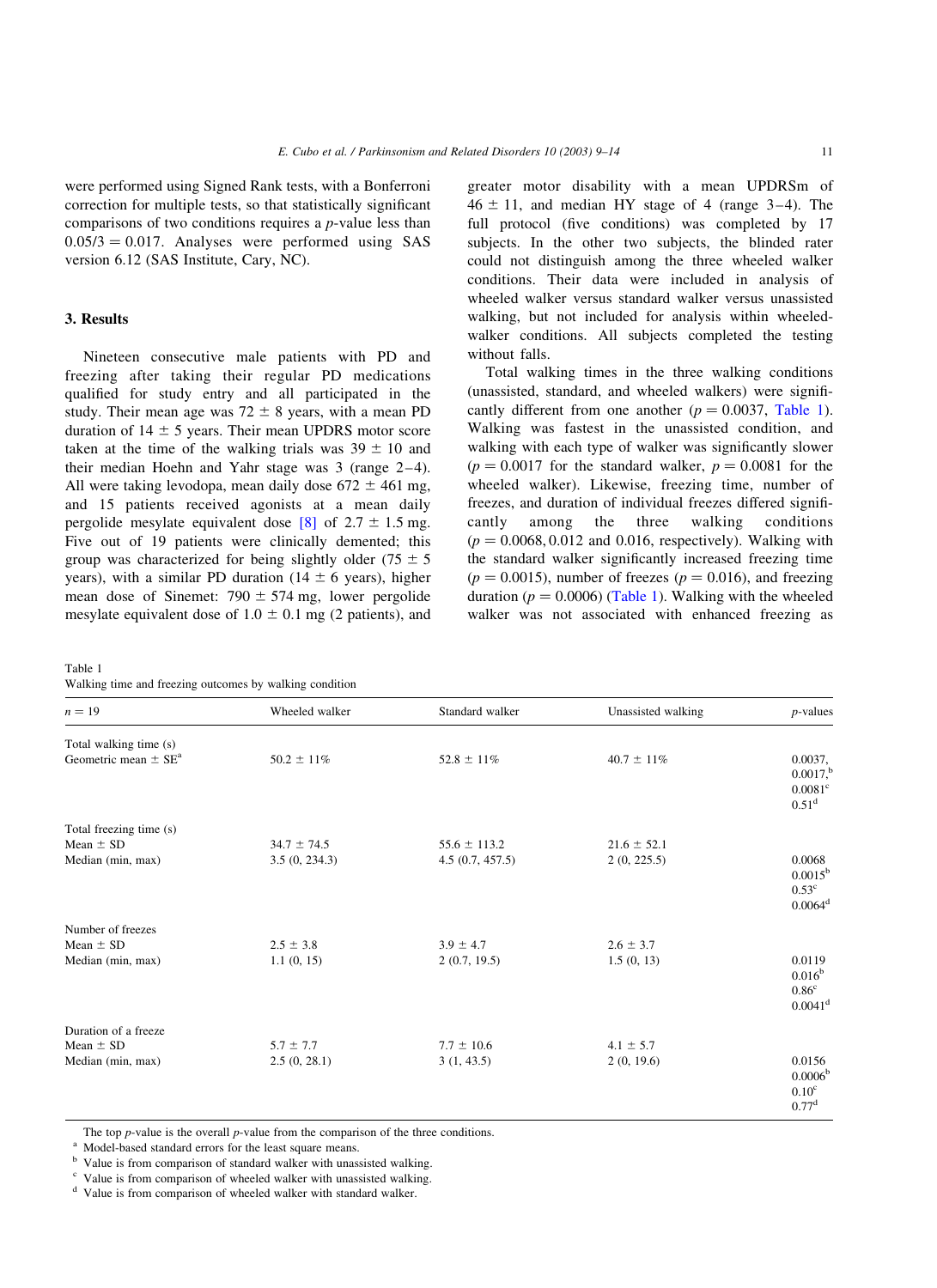were performed using Signed Rank tests, with a Bonferroni correction for multiple tests, so that statistically significant comparisons of two conditions requires a $p$-value less than $0.05/3 = 0.017$. Analyses were performed using SAS version 6.12 (SAS Institute, Cary, NC).

## 3. Results

Nineteen consecutive male patients with PD and freezing after taking their regular PD medications qualified for study entry and all participated in the study. Their mean age was $72 \pm 8$ years, with a mean PD duration of $14 \pm 5$ years. Their mean UPDRS motor score taken at the time of the walking trials was $39 \pm 10$ and their median Hoehn and Yahr stage was 3 (range 2–4). All were taking levodopa, mean daily dose $672 \pm 461$ mg, and 15 patients received agonists at a mean daily pergolide mesylate equivalent dose [8] of $2.7 \pm 1.5$ mg. Five out of 19 patients were clinically demented; this group was characterized for being slightly older ($75 \pm 5$ years), with a similar PD duration ($14 \pm 6$ years), higher mean dose of Sinemet: $790 \pm 574$ mg, lower pergolide mesylate equivalent dose of $1.0 \pm 0.1$ mg (2 patients), and greater motor disability with a mean UPDRSm of $46 \pm 11$, and median HY stage of 4 (range 3–4). The full protocol (five conditions) was completed by 17 subjects. In the other two subjects, the blinded rater could not distinguish among the three wheeled walker conditions. Their data were included in analysis of wheeled walker versus standard walker versus unassisted walking, but not included for analysis within wheeled-walker conditions. All subjects completed the testing without falls.

Total walking times in the three walking conditions (unassisted, standard, and wheeled walkers) were significantly different from one another ($p = 0.0037$, Table 1). Walking was fastest in the unassisted condition, and walking with each type of walker was significantly slower ($p = 0.0017$ for the standard walker, $p = 0.0081$ for the wheeled walker). Likewise, freezing time, number of freezes, and duration of individual freezes differed significantly among the three walking conditions ($p = 0.0068, 0.012$ and $0.016$, respectively). Walking with the standard walker significantly increased freezing time ($p = 0.0015$), number of freezes ($p = 0.016$), and freezing duration ($p = 0.0006$) (Table 1). Walking with the wheeled walker was not associated with enhanced freezing as

Table 1
Walking time and freezing outcomes by walking condition

| $n = 19$ | Wheeled walker | Standard walker | Unassisted walking | $p$-values |
|---|---|---|---|---|
| Total walking time (s) | | | | |
| Geometric mean ± SE[a] | 50.2 ± 11% | 52.8 ± 11% | 40.7 ± 11% | 0.0037, 0.0017,[b] 0.0081[c] 0.51[d] |
| Total freezing time (s) | | | | |
| Mean ± SD | 34.7 ± 74.5 | 55.6 ± 113.2 | 21.6 ± 52.1 | |
| Median (min, max) | 3.5 (0, 234.3) | 4.5 (0.7, 457.5) | 2 (0, 225.5) | 0.0068 0.0015[b] 0.53[c] 0.0064[d] |
| Number of freezes | | | | |
| Mean ± SD | 2.5 ± 3.8 | 3.9 ± 4.7 | 2.6 ± 3.7 | |
| Median (min, max) | 1.1 (0, 15) | 2 (0.7, 19.5) | 1.5 (0, 13) | 0.0119 0.016[b] 0.86[c] 0.0041[d] |
| Duration of a freeze | | | | |
| Mean ± SD | 5.7 ± 7.7 | 7.7 ± 10.6 | 4.1 ± 5.7 | |
| Median (min, max) | 2.5 (0, 28.1) | 3 (1, 43.5) | 2 (0, 19.6) | 0.0156 0.0006[b] 0.10[c] 0.77[d] |

The top $p$-value is the overall $p$-value from the comparison of the three conditions.

[a] Model-based standard errors for the least square means.

[b] Value is from comparison of standard walker with unassisted walking.

[c] Value is from comparison of wheeled walker with unassisted walking.

[d] Value is from comparison of wheeled walker with standard walker.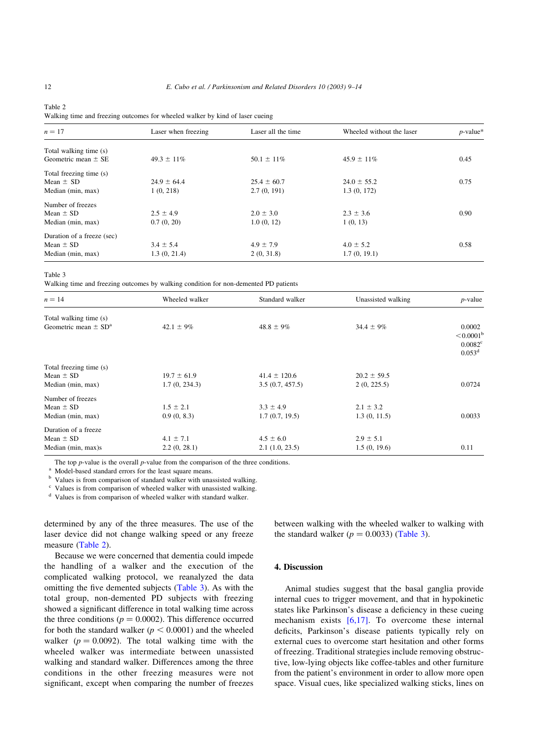Table 2
Walking time and freezing outcomes for wheeled walker by kind of laser cueing

| $n = 17$ | Laser when freezing | Laser all the time | Wheeled without the laser | $p$-value* |
|---|---|---|---|---|
| Total walking time (s) | | | | |
| Geometric mean ± SE | 49.3 ± 11% | 50.1 ± 11% | 45.9 ± 11% | 0.45 |
| Total freezing time (s) | | | | |
| Mean ± SD | 24.9 ± 64.4 | 25.4 ± 60.7 | 24.0 ± 55.2 | 0.75 |
| Median (min, max) | 1 (0, 218) | 2.7 (0, 191) | 1.3 (0, 172) | |
| Number of freezes | | | | |
| Mean ± SD | 2.5 ± 4.9 | 2.0 ± 3.0 | 2.3 ± 3.6 | 0.90 |
| Median (min, max) | 0.7 (0, 20) | 1.0 (0, 12) | 1 (0, 13) | |
| Duration of a freeze (sec) | | | | |
| Mean ± SD | 3.4 ± 5.4 | 4.9 ± 7.9 | 4.0 ± 5.2 | 0.58 |
| Median (min, max) | 1.3 (0, 21.4) | 2 (0, 31.8) | 1.7 (0, 19.1) | |

Table 3
Walking time and freezing outcomes by walking condition for non-demented PD patients

| $n = 14$ | Wheeled walker | Standard walker | Unassisted walking | $p$-value |
|---|---|---|---|---|
| Total walking time (s) | | | | |
| Geometric mean ± SD[a] | 42.1 ± 9% | 48.8 ± 9% | 34.4 ± 9% | 0.0002<br>$<0.0001$[b]<br>0.0082[c]<br>0.053[d] |
| Total freezing time (s) | | | | |
| Mean ± SD | 19.7 ± 61.9 | 41.4 ± 120.6 | 20.2 ± 59.5 | |
| Median (min, max) | 1.7 (0, 234.3) | 3.5 (0.7, 457.5) | 2 (0, 225.5) | 0.0724 |
| Number of freezes | | | | |
| Mean ± SD | 1.5 ± 2.1 | 3.3 ± 4.9 | 2.1 ± 3.2 | |
| Median (min, max) | 0.9 (0, 8.3) | 1.7 (0.7, 19.5) | 1.3 (0, 11.5) | 0.0033 |
| Duration of a freeze | | | | |
| Mean ± SD | 4.1 ± 7.1 | 4.5 ± 6.0 | 2.9 ± 5.1 | |
| Median (min, max)s | 2.2 (0, 28.1) | 2.1 (1.0, 23.5) | 1.5 (0, 19.6) | 0.11 |

The top $p$-value is the overall $p$-value from the comparison of the three conditions.
[a] Model-based standard errors for the least square means.
[b] Values is from comparison of standard walker with unassisted walking.
[c] Values is from comparison of wheeled walker with unassisted walking.
[d] Values is from comparison of wheeled walker with standard walker.

determined by any of the three measures. The use of the laser device did not change walking speed or any freeze measure (Table 2).

Because we were concerned that dementia could impede the handling of a walker and the execution of the complicated walking protocol, we reanalyzed the data omitting the five demented subjects (Table 3). As with the total group, non-demented PD subjects with freezing showed a significant difference in total walking time across the three conditions ($p = 0.0002$). This difference occurred for both the standard walker ($p < 0.0001$) and the wheeled walker ($p = 0.0092$). The total walking time with the wheeled walker was intermediate between unassisted walking and standard walker. Differences among the three conditions in the other freezing measures were not significant, except when comparing the number of freezes between walking with the wheeled walker to walking with the standard walker ($p = 0.0033$) (Table 3).

## 4. Discussion

Animal studies suggest that the basal ganglia provide internal cues to trigger movement, and that in hypokinetic states like Parkinson's disease a deficiency in these cueing mechanism exists [6,17]. To overcome these internal deficits, Parkinson's disease patients typically rely on external cues to overcome start hesitation and other forms of freezing. Traditional strategies include removing obstructive, low-lying objects like coffee-tables and other furniture from the patient's environment in order to allow more open space. Visual cues, like specialized walking sticks, lines on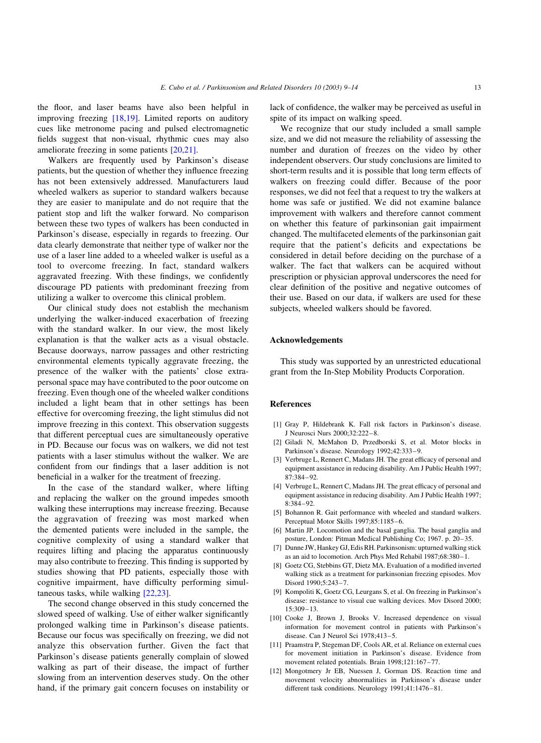the floor, and laser beams have also been helpful in improving freezing [18,19]. Limited reports on auditory cues like metronome pacing and pulsed electromagnetic fields suggest that non-visual, rhythmic cues may also ameliorate freezing in some patients [20,21].

Walkers are frequently used by Parkinson's disease patients, but the question of whether they influence freezing has not been extensively addressed. Manufacturers laud wheeled walkers as superior to standard walkers because they are easier to manipulate and do not require that the patient stop and lift the walker forward. No comparison between these two types of walkers has been conducted in Parkinson's disease, especially in regards to freezing. Our data clearly demonstrate that neither type of walker nor the use of a laser line added to a wheeled walker is useful as a tool to overcome freezing. In fact, standard walkers aggravated freezing. With these findings, we confidently discourage PD patients with predominant freezing from utilizing a walker to overcome this clinical problem.

Our clinical study does not establish the mechanism underlying the walker-induced exacerbation of freezing with the standard walker. In our view, the most likely explanation is that the walker acts as a visual obstacle. Because doorways, narrow passages and other restricting environmental elements typically aggravate freezing, the presence of the walker with the patients' close extra-personal space may have contributed to the poor outcome on freezing. Even though one of the wheeled walker conditions included a light beam that in other settings has been effective for overcoming freezing, the light stimulus did not improve freezing in this context. This observation suggests that different perceptual cues are simultaneously operative in PD. Because our focus was on walkers, we did not test patients with a laser stimulus without the walker. We are confident from our findings that a laser addition is not beneficial in a walker for the treatment of freezing.

In the case of the standard walker, where lifting and replacing the walker on the ground impedes smooth walking these interruptions may increase freezing. Because the aggravation of freezing was most marked when the demented patients were included in the sample, the cognitive complexity of using a standard walker that requires lifting and placing the apparatus continuously may also contribute to freezing. This finding is supported by studies showing that PD patients, especially those with cognitive impairment, have difficulty performing simultaneous tasks, while walking [22,23].

The second change observed in this study concerned the slowed speed of walking. Use of either walker significantly prolonged walking time in Parkinson's disease patients. Because our focus was specifically on freezing, we did not analyze this observation further. Given the fact that Parkinson's disease patients generally complain of slowed walking as part of their disease, the impact of further slowing from an intervention deserves study. On the other hand, if the primary gait concern focuses on instability or lack of confidence, the walker may be perceived as useful in spite of its impact on walking speed.

We recognize that our study included a small sample size, and we did not measure the reliability of assessing the number and duration of freezes on the video by other independent observers. Our study conclusions are limited to short-term results and it is possible that long term effects of walkers on freezing could differ. Because of the poor responses, we did not feel that a request to try the walkers at home was safe or justified. We did not examine balance improvement with walkers and therefore cannot comment on whether this feature of parkinsonian gait impairment changed. The multifaceted elements of the parkinsonian gait require that the patient's deficits and expectations be considered in detail before deciding on the purchase of a walker. The fact that walkers can be acquired without prescription or physician approval underscores the need for clear definition of the positive and negative outcomes of their use. Based on our data, if walkers are used for these subjects, wheeled walkers should be favored.

## Acknowledgements

This study was supported by an unrestricted educational grant from the In-Step Mobility Products Corporation.

## References

[1] Gray P, Hildebrank K. Fall risk factors in Parkinson's disease. J Neurosci Nurs 2000;32:222–8.

[2] Giladi N, McMahon D, Przedborski S, et al. Motor blocks in Parkinson's disease. Neurology 1992;42:333–9.

[3] Verbruge L, Rennert C, Madans JH. The great efficacy of personal and equipment assistance in reducing disability. Am J Public Health 1997; 87:384–92.

[4] Verbruge L, Rennert C, Madans JH. The great efficacy of personal and equipment assistance in reducing disability. Am J Public Health 1997; 8:384–92.

[5] Bohannon R. Gait performance with wheeled and standard walkers. Perceptual Motor Skills 1997;85:1185–6.

[6] Martin JP. Locomotion and the basal ganglia. The basal ganglia and posture, London: Pitman Medical Publishing Co; 1967. p. 20–35.

[7] Dunne JW, Hankey GJ, Edis RH. Parkinsonism: upturned walking stick as an aid to locomotion. Arch Phys Med Rehabil 1987;68:380–1.

[8] Goetz CG, Stebbins GT, Dietz MA. Evaluation of a modified inverted walking stick as a treatment for parkinsonian freezing episodes. Mov Disord 1990;5:243–7.

[9] Kompoliti K, Goetz CG, Leurgans S, et al. On freezing in Parkinson's disease: resistance to visual cue walking devices. Mov Disord 2000; 15:309–13.

[10] Cooke J, Brown J, Brooks V. Increased dependence on visual information for movement control in patients with Parkinson's disease. Can J Neurol Sci 1978;413–5.

[11] Praamstra P, Stegeman DF, Cools AR, et al. Reliance on external cues for movement initiation in Parkinson's disease. Evidence from movement related potentials. Brain 1998;121:167–77.

[12] Mongotmery Jr EB, Nuessen J, Gorman DS. Reaction time and movement velocity abnormalities in Parkinson's disease under different task conditions. Neurology 1991;41:1476–81.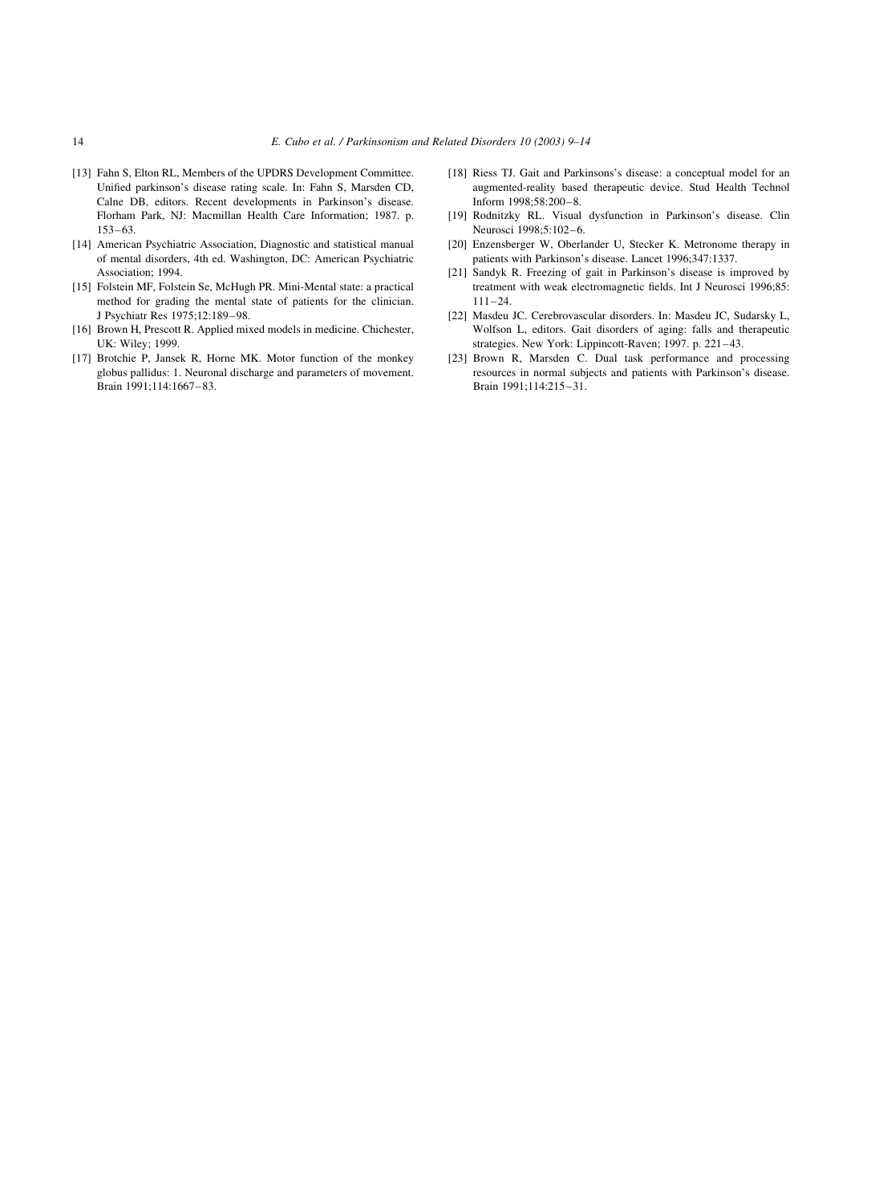[13] Fahn S, Elton RL, Members of the UPDRS Development Committee. Unified parkinson's disease rating scale. In: Fahn S, Marsden CD, Calne DB, editors. Recent developments in Parkinson's disease. Florham Park, NJ: Macmillan Health Care Information; 1987. p. 153–63.

[14] American Psychiatric Association, Diagnostic and statistical manual of mental disorders, 4th ed. Washington, DC: American Psychiatric Association; 1994.

[15] Folstein MF, Folstein Se, McHugh PR. Mini-Mental state: a practical method for grading the mental state of patients for the clinician. J Psychiatr Res 1975;12:189–98.

[16] Brown H, Prescott R. Applied mixed models in medicine. Chichester, UK: Wiley; 1999.

[17] Brotchie P, Jansek R, Horne MK. Motor function of the monkey globus pallidus: 1. Neuronal discharge and parameters of movement. Brain 1991;114:1667–83.

[18] Riess TJ. Gait and Parkinsons's disease: a conceptual model for an augmented-reality based therapeutic device. Stud Health Technol Inform 1998;58:200–8.

[19] Rodnitzky RL. Visual dysfunction in Parkinson's disease. Clin Neurosci 1998;5:102–6.

[20] Enzensberger W, Oberlander U, Stecker K. Metronome therapy in patients with Parkinson's disease. Lancet 1996;347:1337.

[21] Sandyk R. Freezing of gait in Parkinson's disease is improved by treatment with weak electromagnetic fields. Int J Neurosci 1996;85: 111–24.

[22] Masdeu JC. Cerebrovascular disorders. In: Masdeu JC, Sudarsky L, Wolfson L, editors. Gait disorders of aging: falls and therapeutic strategies. New York: Lippincott-Raven; 1997. p. 221–43.

[23] Brown R, Marsden C. Dual task performance and processing resources in normal subjects and patients with Parkinson's disease. Brain 1991;114:215–31.